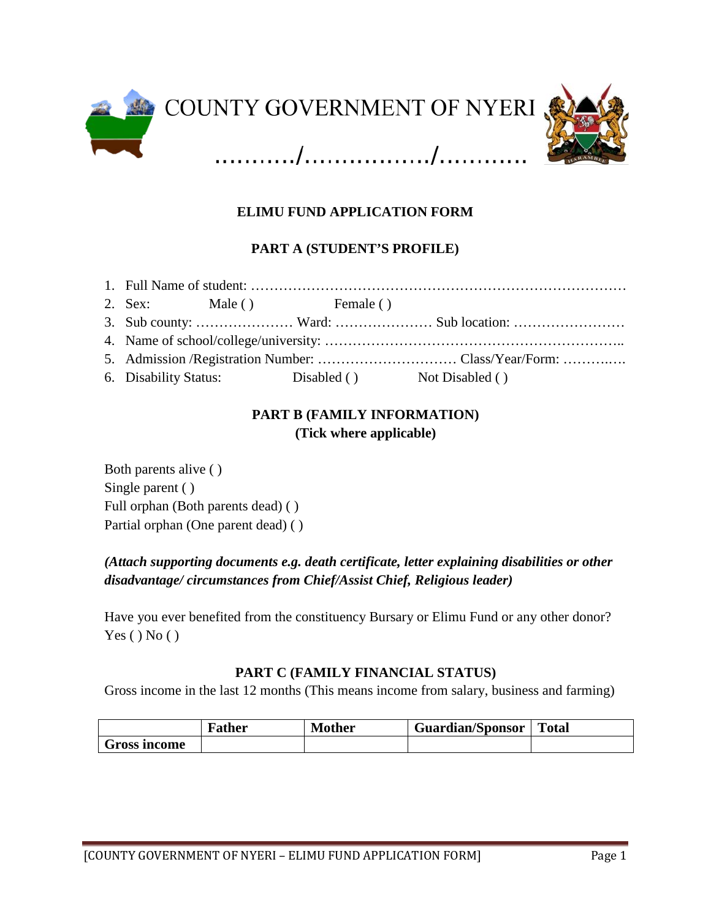# COUNTY GOVERNMENT OF NYERI

………../……………./………..

## ELIMU FUND APPLICATION FORM

### PART A (STUDENT'S PROFILE)

1. Full Name of student: ……………………………………………………………………
2. Sex: Male ( ) Female ( )
3. Sub county: ………………… Ward: ………………… Sub location: ……………………
4. Name of school/college/university: ………………………………………………………..
5. Admission /Registration Number: ………………………… Class/Year/Form: …………..
6. Disability Status: Disabled ( ) Not Disabled ( )

### PART B (FAMILY INFORMATION)
**(Tick where applicable)**

Both parents alive ( )
Single parent ( )
Full orphan (Both parents dead) ( )
Partial orphan (One parent dead) ( )

***(Attach supporting documents e.g. death certificate, letter explaining disabilities or other disadvantage/ circumstances from Chief/Assist Chief, Religious leader)***

Have you ever benefited from the constituency Bursary or Elimu Fund or any other donor?
Yes ( ) No ( )

### PART C (FAMILY FINANCIAL STATUS)

Gross income in the last 12 months (This means income from salary, business and farming)

| | **Father** | **Mother** | **Guardian/Sponsor** | **Total** |
|---|---|---|---|---|
| **Gross income** | | | | |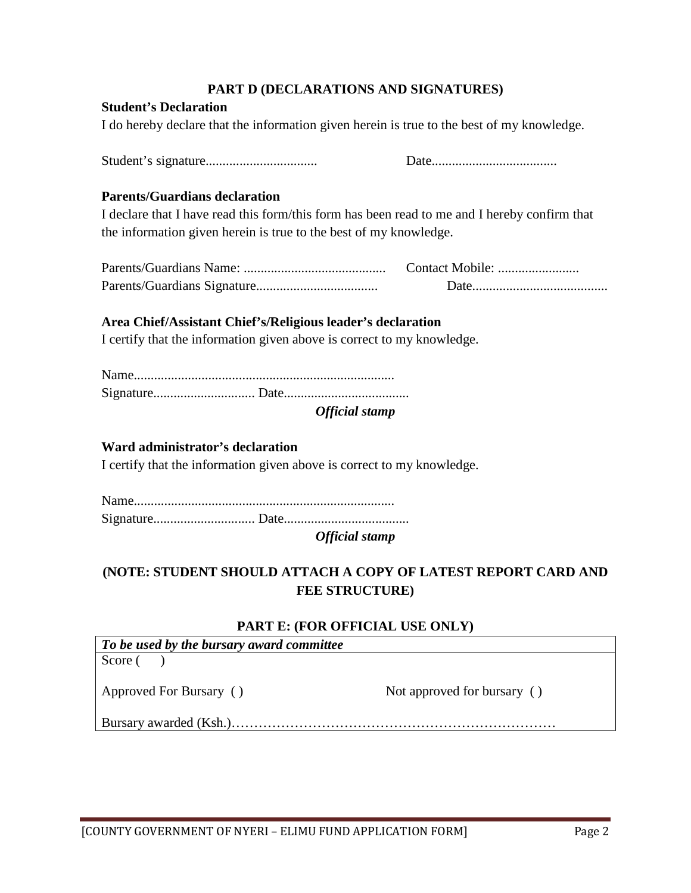## PART D (DECLARATIONS AND SIGNATURES)

**Student's Declaration**

I do hereby declare that the information given herein is true to the best of my knowledge.

Student's signature................................ Date....................................

**Parents/Guardians declaration**

I declare that I have read this form/this form has been read to me and I hereby confirm that the information given herein is true to the best of my knowledge.

Parents/Guardians Name: .......................................... Contact Mobile: ........................

Parents/Guardians Signature................................... Date.......................................

**Area Chief/Assistant Chief's/Religious leader's declaration**

I certify that the information given above is correct to my knowledge.

Name............................................................................

Signature............................. Date....................................

***Official stamp***

**Ward administrator's declaration**

I certify that the information given above is correct to my knowledge.

Name............................................................................

Signature............................. Date....................................

***Official stamp***

**(NOTE: STUDENT SHOULD ATTACH A COPY OF LATEST REPORT CARD AND FEE STRUCTURE)**

## PART E: (FOR OFFICIAL USE ONLY)

| ***To be used by the bursary award committee*** | |
|---|---|
| Score ( ) | |
| Approved For Bursary ( ) | Not approved for bursary ( ) |
| Bursary awarded (Ksh.)……………………………………………………………… | |